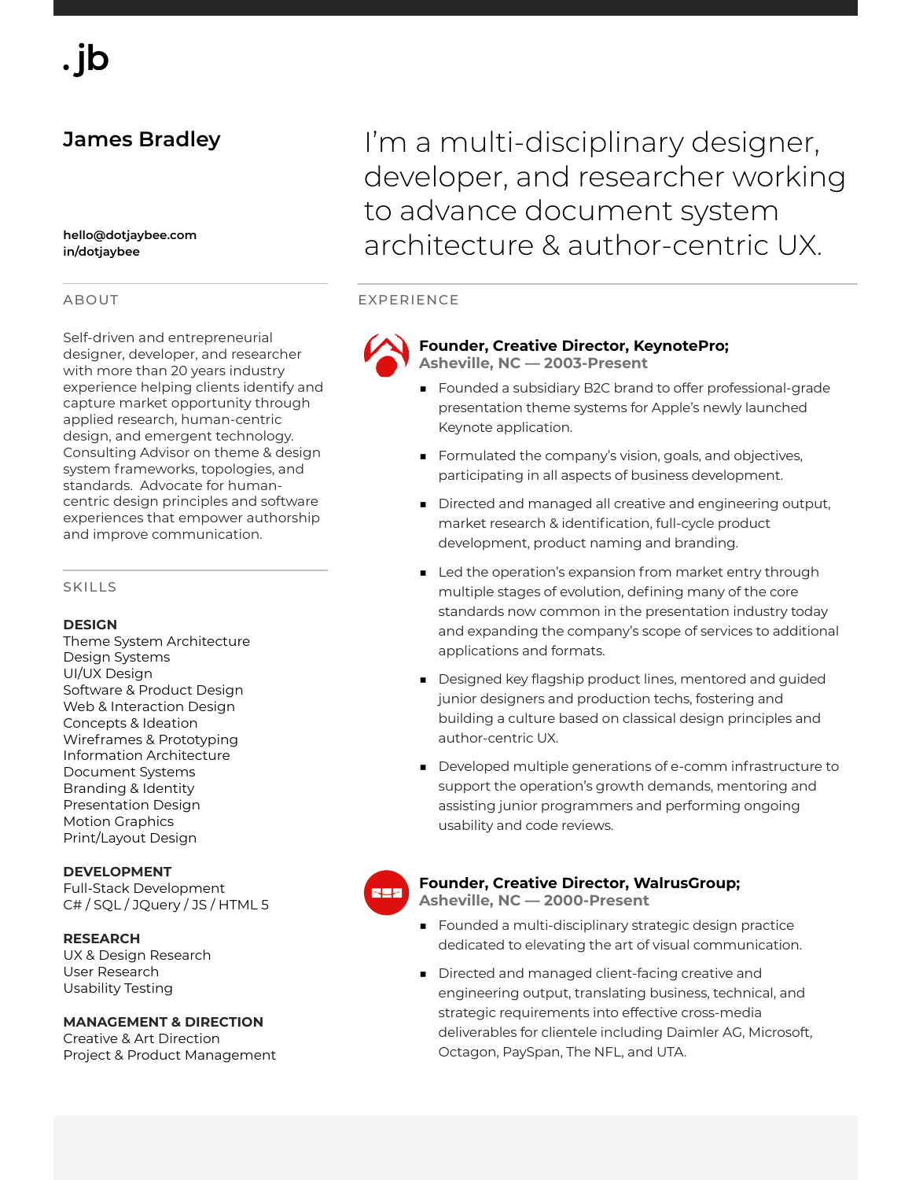.jb

# James Bradley

**hello@dotjaybee.com**
**in/dotjaybee**

I'm a multi-disciplinary designer, developer, and researcher working to advance document system architecture & author-centric UX.

## ABOUT

Self-driven and entrepreneurial designer, developer, and researcher with more than 20 years industry experience helping clients identify and capture market opportunity through applied research, human-centric design, and emergent technology. Consulting Advisor on theme & design system frameworks, topologies, and standards. Advocate for human-centric design principles and software experiences that empower authorship and improve communication.

## SKILLS

**DESIGN**
Theme System Architecture
Design Systems
UI/UX Design
Software & Product Design
Web & Interaction Design
Concepts & Ideation
Wireframes & Prototyping
Information Architecture
Document Systems
Branding & Identity
Presentation Design
Motion Graphics
Print/Layout Design

**DEVELOPMENT**
Full-Stack Development
C# / SQL / JQuery / JS / HTML 5

**RESEARCH**
UX & Design Research
User Research
Usability Testing

**MANAGEMENT & DIRECTION**
Creative & Art Direction
Project & Product Management

## EXPERIENCE

### Founder, Creative Director, KeynotePro;
**Asheville, NC — 2003-Present**

- Founded a subsidiary B2C brand to offer professional-grade presentation theme systems for Apple's newly launched Keynote application.
- Formulated the company's vision, goals, and objectives, participating in all aspects of business development.
- Directed and managed all creative and engineering output, market research & identification, full-cycle product development, product naming and branding.
- Led the operation's expansion from market entry through multiple stages of evolution, defining many of the core standards now common in the presentation industry today and expanding the company's scope of services to additional applications and formats.
- Designed key flagship product lines, mentored and guided junior designers and production techs, fostering and building a culture based on classical design principles and author-centric UX.
- Developed multiple generations of e-comm infrastructure to support the operation's growth demands, mentoring and assisting junior programmers and performing ongoing usability and code reviews.

### Founder, Creative Director, WalrusGroup;
**Asheville, NC — 2000-Present**

- Founded a multi-disciplinary strategic design practice dedicated to elevating the art of visual communication.
- Directed and managed client-facing creative and engineering output, translating business, technical, and strategic requirements into effective cross-media deliverables for clientele including Daimler AG, Microsoft, Octagon, PaySpan, The NFL, and UTA.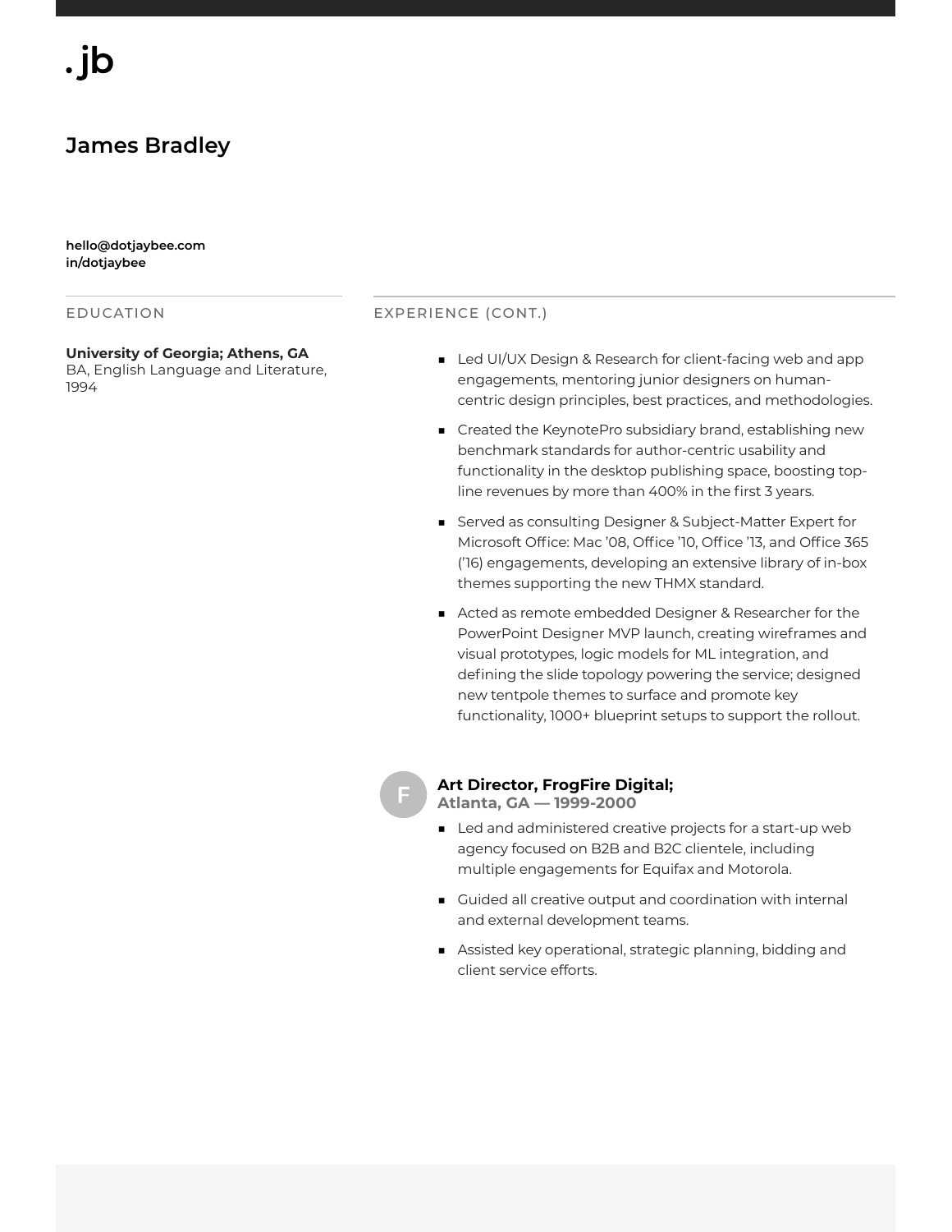.jb

# James Bradley

**hello@dotjaybee.com**
**in/dotjaybee**

## EDUCATION

**University of Georgia; Athens, GA**
BA, English Language and Literature, 1994

## EXPERIENCE (CONT.)

- Led UI/UX Design & Research for client-facing web and app engagements, mentoring junior designers on human-centric design principles, best practices, and methodologies.
- Created the KeynotePro subsidiary brand, establishing new benchmark standards for author-centric usability and functionality in the desktop publishing space, boosting top-line revenues by more than 400% in the first 3 years.
- Served as consulting Designer & Subject-Matter Expert for Microsoft Office: Mac '08, Office '10, Office '13, and Office 365 ('16) engagements, developing an extensive library of in-box themes supporting the new THMX standard.
- Acted as remote embedded Designer & Researcher for the PowerPoint Designer MVP launch, creating wireframes and visual prototypes, logic models for ML integration, and defining the slide topology powering the service; designed new tentpole themes to surface and promote key functionality, 1000+ blueprint setups to support the rollout.

F

### Art Director, FrogFire Digital;
**Atlanta, GA — 1999-2000**

- Led and administered creative projects for a start-up web agency focused on B2B and B2C clientele, including multiple engagements for Equifax and Motorola.
- Guided all creative output and coordination with internal and external development teams.
- Assisted key operational, strategic planning, bidding and client service efforts.